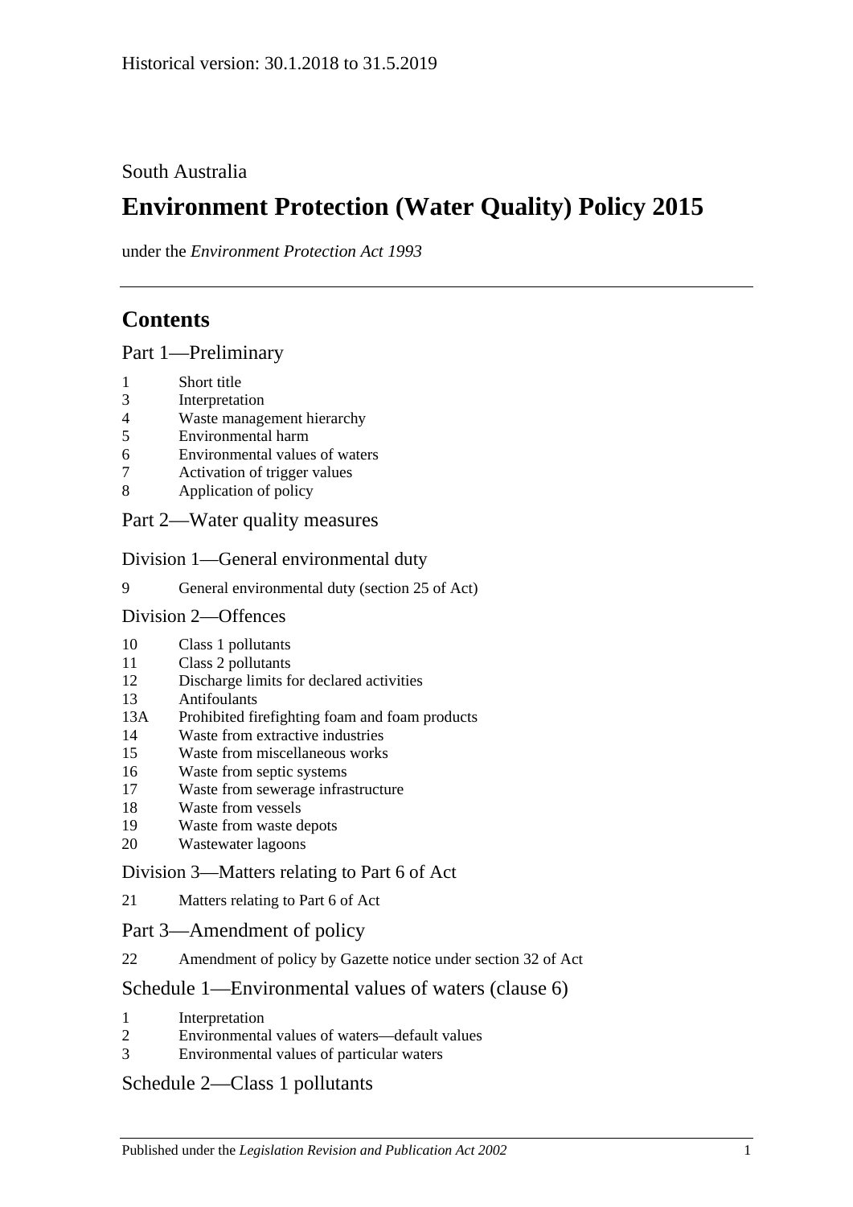Historical version: 30.1.2018 to 31.5.2019

South Australia

# Environment Protection (Water Quality) Policy 2015

under the *Environment Protection Act 1993*

## Contents

Part 1—Preliminary

- 1 Short title
- 3 Interpretation
- 4 Waste management hierarchy
- 5 Environmental harm
- 6 Environmental values of waters
- 7 Activation of trigger values
- 8 Application of policy

Part 2—Water quality measures

Division 1—General environmental duty

- 9 General environmental duty (section 25 of Act)

Division 2—Offences

- 10 Class 1 pollutants
- 11 Class 2 pollutants
- 12 Discharge limits for declared activities
- 13 Antifoulants
- 13A Prohibited firefighting foam and foam products
- 14 Waste from extractive industries
- 15 Waste from miscellaneous works
- 16 Waste from septic systems
- 17 Waste from sewerage infrastructure
- 18 Waste from vessels
- 19 Waste from waste depots
- 20 Wastewater lagoons

Division 3—Matters relating to Part 6 of Act

- 21 Matters relating to Part 6 of Act

Part 3—Amendment of policy

- 22 Amendment of policy by Gazette notice under section 32 of Act

Schedule 1—Environmental values of waters (clause 6)

- 1 Interpretation
- 2 Environmental values of waters—default values
- 3 Environmental values of particular waters

Schedule 2—Class 1 pollutants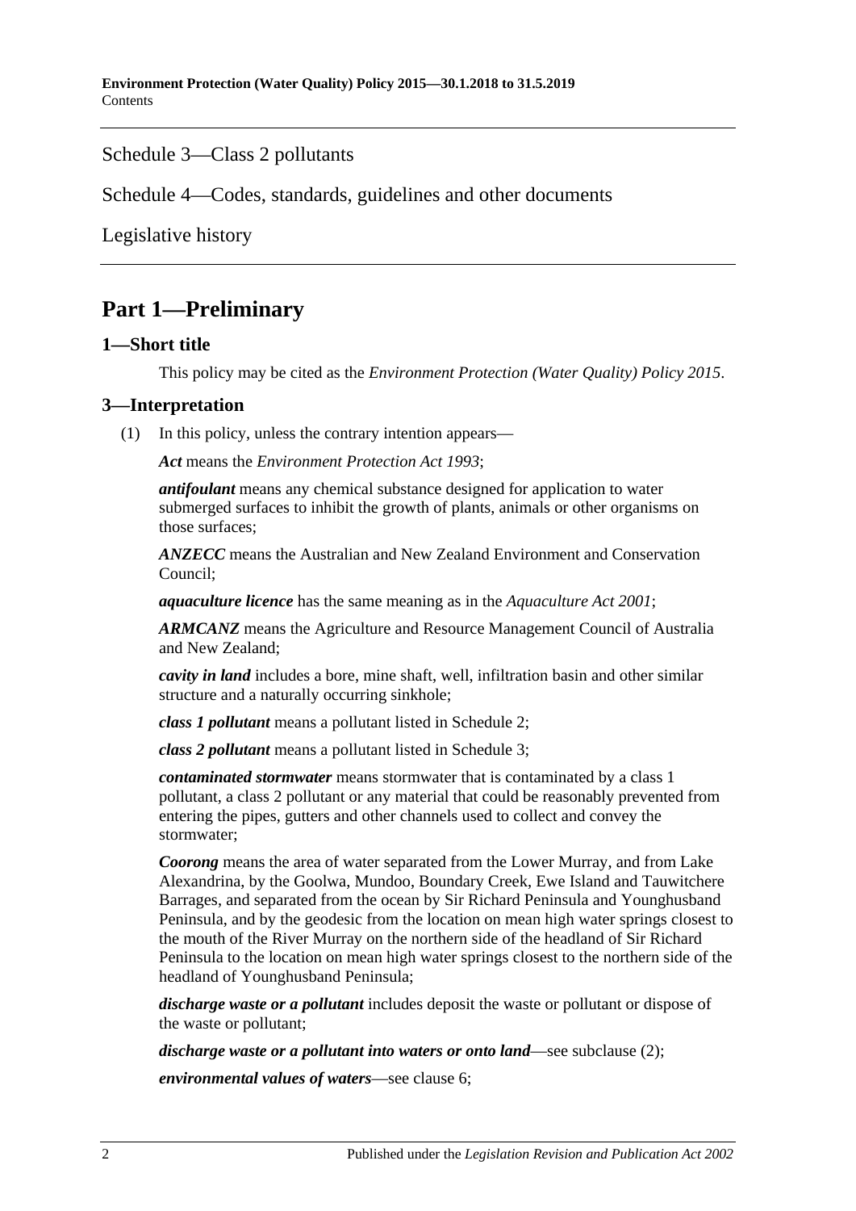Schedule 3—Class 2 pollutants

Schedule 4—Codes, standards, guidelines and other documents

Legislative history

## Part 1—Preliminary

### 1—Short title

This policy may be cited as the *Environment Protection (Water Quality) Policy 2015*.

### 3—Interpretation

(1) In this policy, unless the contrary intention appears—

***Act*** means the *Environment Protection Act 1993*;

***antifoulant*** means any chemical substance designed for application to water submerged surfaces to inhibit the growth of plants, animals or other organisms on those surfaces;

***ANZECC*** means the Australian and New Zealand Environment and Conservation Council;

***aquaculture licence*** has the same meaning as in the *Aquaculture Act 2001*;

***ARMCANZ*** means the Agriculture and Resource Management Council of Australia and New Zealand;

***cavity in land*** includes a bore, mine shaft, well, infiltration basin and other similar structure and a naturally occurring sinkhole;

***class 1 pollutant*** means a pollutant listed in Schedule 2;

***class 2 pollutant*** means a pollutant listed in Schedule 3;

***contaminated stormwater*** means stormwater that is contaminated by a class 1 pollutant, a class 2 pollutant or any material that could be reasonably prevented from entering the pipes, gutters and other channels used to collect and convey the stormwater;

***Coorong*** means the area of water separated from the Lower Murray, and from Lake Alexandrina, by the Goolwa, Mundoo, Boundary Creek, Ewe Island and Tauwitchere Barrages, and separated from the ocean by Sir Richard Peninsula and Younghusband Peninsula, and by the geodesic from the location on mean high water springs closest to the mouth of the River Murray on the northern side of the headland of Sir Richard Peninsula to the location on mean high water springs closest to the northern side of the headland of Younghusband Peninsula;

***discharge waste or a pollutant*** includes deposit the waste or pollutant or dispose of the waste or pollutant;

***discharge waste or a pollutant into waters or onto land***—see subclause (2);

***environmental values of waters***—see clause 6;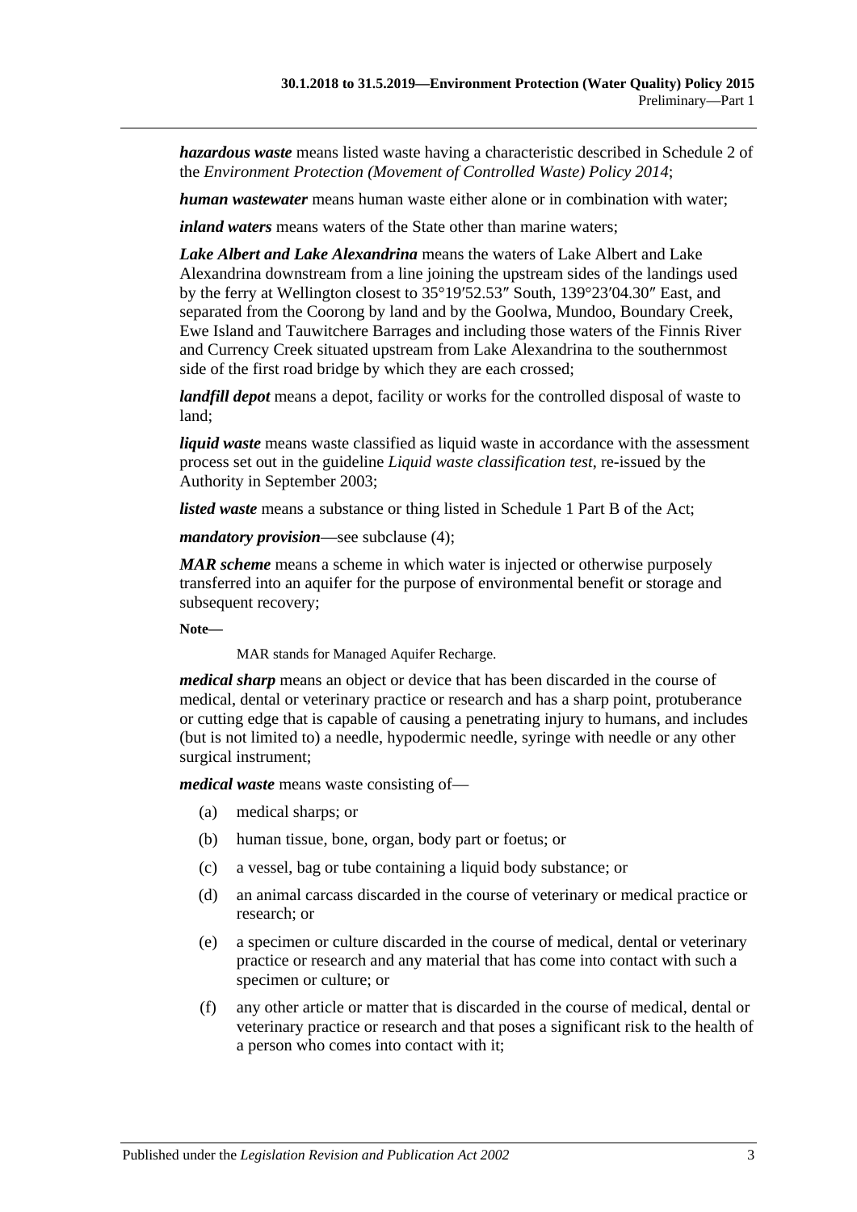***hazardous waste*** means listed waste having a characteristic described in Schedule 2 of the *Environment Protection (Movement of Controlled Waste) Policy 2014*;

***human wastewater*** means human waste either alone or in combination with water;

***inland waters*** means waters of the State other than marine waters;

***Lake Albert and Lake Alexandrina*** means the waters of Lake Albert and Lake Alexandrina downstream from a line joining the upstream sides of the landings used by the ferry at Wellington closest to 35°19′52.53″ South, 139°23′04.30″ East, and separated from the Coorong by land and by the Goolwa, Mundoo, Boundary Creek, Ewe Island and Tauwitchere Barrages and including those waters of the Finnis River and Currency Creek situated upstream from Lake Alexandrina to the southernmost side of the first road bridge by which they are each crossed;

***landfill depot*** means a depot, facility or works for the controlled disposal of waste to land;

***liquid waste*** means waste classified as liquid waste in accordance with the assessment process set out in the guideline *Liquid waste classification test*, re-issued by the Authority in September 2003;

***listed waste*** means a substance or thing listed in Schedule 1 Part B of the Act;

***mandatory provision***—see subclause (4);

***MAR scheme*** means a scheme in which water is injected or otherwise purposely transferred into an aquifer for the purpose of environmental benefit or storage and subsequent recovery;

**Note—**

MAR stands for Managed Aquifer Recharge.

***medical sharp*** means an object or device that has been discarded in the course of medical, dental or veterinary practice or research and has a sharp point, protuberance or cutting edge that is capable of causing a penetrating injury to humans, and includes (but is not limited to) a needle, hypodermic needle, syringe with needle or any other surgical instrument;

***medical waste*** means waste consisting of—

(a) medical sharps; or

(b) human tissue, bone, organ, body part or foetus; or

(c) a vessel, bag or tube containing a liquid body substance; or

(d) an animal carcass discarded in the course of veterinary or medical practice or research; or

(e) a specimen or culture discarded in the course of medical, dental or veterinary practice or research and any material that has come into contact with such a specimen or culture; or

(f) any other article or matter that is discarded in the course of medical, dental or veterinary practice or research and that poses a significant risk to the health of a person who comes into contact with it;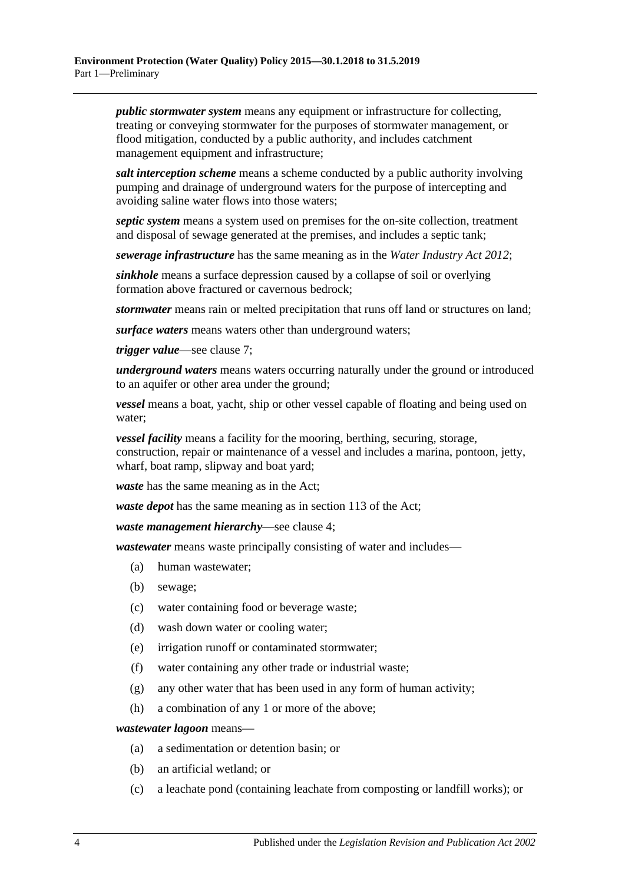***public stormwater system*** means any equipment or infrastructure for collecting, treating or conveying stormwater for the purposes of stormwater management, or flood mitigation, conducted by a public authority, and includes catchment management equipment and infrastructure;

***salt interception scheme*** means a scheme conducted by a public authority involving pumping and drainage of underground waters for the purpose of intercepting and avoiding saline water flows into those waters;

***septic system*** means a system used on premises for the on-site collection, treatment and disposal of sewage generated at the premises, and includes a septic tank;

***sewerage infrastructure*** has the same meaning as in the *Water Industry Act 2012*;

***sinkhole*** means a surface depression caused by a collapse of soil or overlying formation above fractured or cavernous bedrock;

***stormwater*** means rain or melted precipitation that runs off land or structures on land;

***surface waters*** means waters other than underground waters;

***trigger value***—see clause 7;

***underground waters*** means waters occurring naturally under the ground or introduced to an aquifer or other area under the ground;

***vessel*** means a boat, yacht, ship or other vessel capable of floating and being used on water;

***vessel facility*** means a facility for the mooring, berthing, securing, storage, construction, repair or maintenance of a vessel and includes a marina, pontoon, jetty, wharf, boat ramp, slipway and boat yard;

***waste*** has the same meaning as in the Act;

***waste depot*** has the same meaning as in section 113 of the Act;

***waste management hierarchy***—see clause 4;

***wastewater*** means waste principally consisting of water and includes—

(a) human wastewater;

(b) sewage;

(c) water containing food or beverage waste;

(d) wash down water or cooling water;

(e) irrigation runoff or contaminated stormwater;

(f) water containing any other trade or industrial waste;

(g) any other water that has been used in any form of human activity;

(h) a combination of any 1 or more of the above;

***wastewater lagoon*** means—

(a) a sedimentation or detention basin; or

(b) an artificial wetland; or

(c) a leachate pond (containing leachate from composting or landfill works); or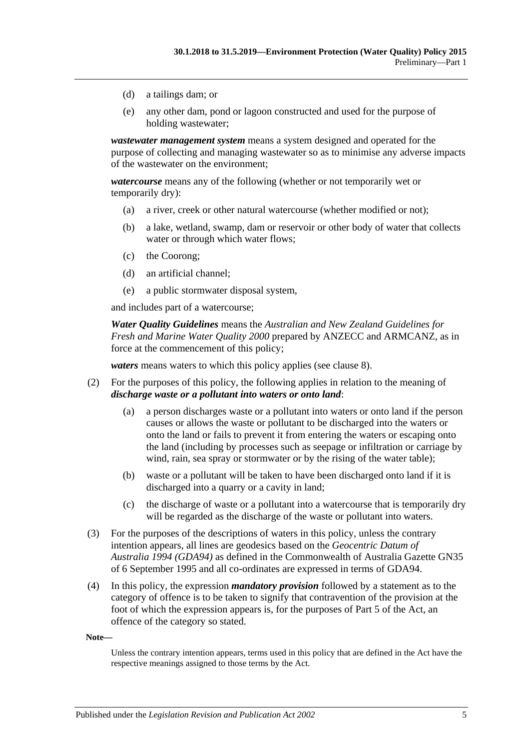(d) a tailings dam; or

(e) any other dam, pond or lagoon constructed and used for the purpose of holding wastewater;

***wastewater management system*** means a system designed and operated for the purpose of collecting and managing wastewater so as to minimise any adverse impacts of the wastewater on the environment;

***watercourse*** means any of the following (whether or not temporarily wet or temporarily dry):

(a) a river, creek or other natural watercourse (whether modified or not);

(b) a lake, wetland, swamp, dam or reservoir or other body of water that collects water or through which water flows;

(c) the Coorong;

(d) an artificial channel;

(e) a public stormwater disposal system,

and includes part of a watercourse;

***Water Quality Guidelines*** means the *Australian and New Zealand Guidelines for Fresh and Marine Water Quality 2000* prepared by ANZECC and ARMCANZ, as in force at the commencement of this policy;

***waters*** means waters to which this policy applies (see clause 8).

(2) For the purposes of this policy, the following applies in relation to the meaning of ***discharge waste or a pollutant into waters or onto land***:

(a) a person discharges waste or a pollutant into waters or onto land if the person causes or allows the waste or pollutant to be discharged into the waters or onto the land or fails to prevent it from entering the waters or escaping onto the land (including by processes such as seepage or infiltration or carriage by wind, rain, sea spray or stormwater or by the rising of the water table);

(b) waste or a pollutant will be taken to have been discharged onto land if it is discharged into a quarry or a cavity in land;

(c) the discharge of waste or a pollutant into a watercourse that is temporarily dry will be regarded as the discharge of the waste or pollutant into waters.

(3) For the purposes of the descriptions of waters in this policy, unless the contrary intention appears, all lines are geodesics based on the *Geocentric Datum of Australia 1994 (GDA94)* as defined in the Commonwealth of Australia Gazette GN35 of 6 September 1995 and all co-ordinates are expressed in terms of GDA94.

(4) In this policy, the expression ***mandatory provision*** followed by a statement as to the category of offence is to be taken to signify that contravention of the provision at the foot of which the expression appears is, for the purposes of Part 5 of the Act, an offence of the category so stated.

**Note—**

Unless the contrary intention appears, terms used in this policy that are defined in the Act have the respective meanings assigned to those terms by the Act.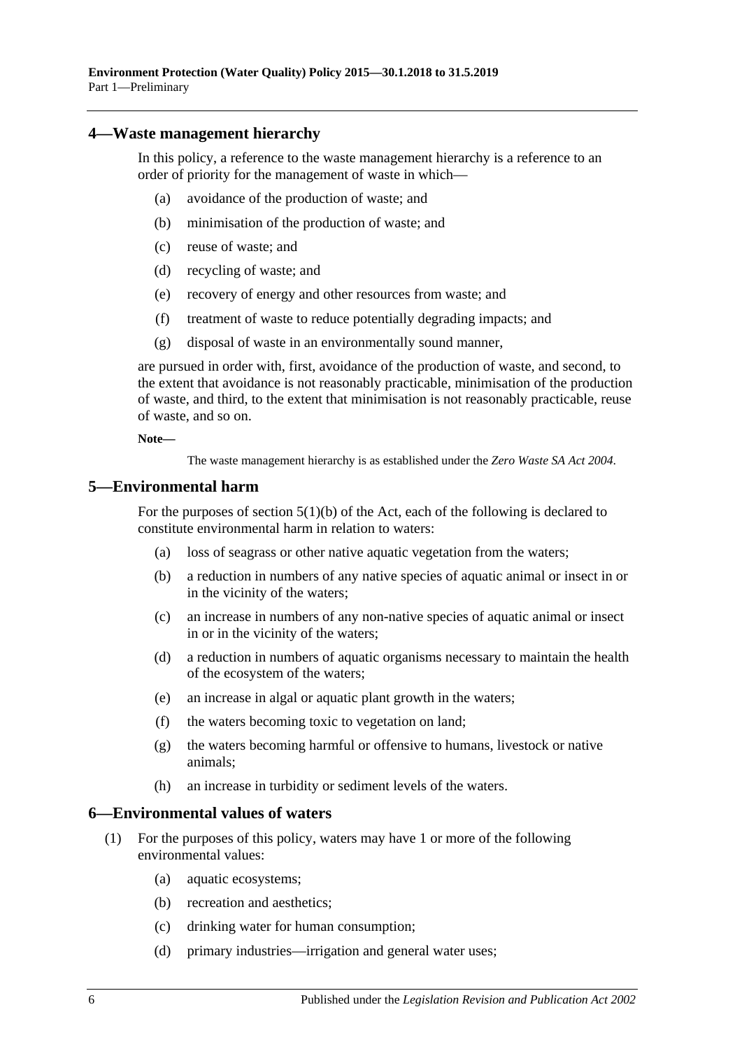## 4—Waste management hierarchy

In this policy, a reference to the waste management hierarchy is a reference to an order of priority for the management of waste in which—

- (a) avoidance of the production of waste; and
- (b) minimisation of the production of waste; and
- (c) reuse of waste; and
- (d) recycling of waste; and
- (e) recovery of energy and other resources from waste; and
- (f) treatment of waste to reduce potentially degrading impacts; and
- (g) disposal of waste in an environmentally sound manner,

are pursued in order with, first, avoidance of the production of waste, and second, to the extent that avoidance is not reasonably practicable, minimisation of the production of waste, and third, to the extent that minimisation is not reasonably practicable, reuse of waste, and so on.

**Note—**

The waste management hierarchy is as established under the *Zero Waste SA Act 2004*.

## 5—Environmental harm

For the purposes of section 5(1)(b) of the Act, each of the following is declared to constitute environmental harm in relation to waters:

- (a) loss of seagrass or other native aquatic vegetation from the waters;
- (b) a reduction in numbers of any native species of aquatic animal or insect in or in the vicinity of the waters;
- (c) an increase in numbers of any non-native species of aquatic animal or insect in or in the vicinity of the waters;
- (d) a reduction in numbers of aquatic organisms necessary to maintain the health of the ecosystem of the waters;
- (e) an increase in algal or aquatic plant growth in the waters;
- (f) the waters becoming toxic to vegetation on land;
- (g) the waters becoming harmful or offensive to humans, livestock or native animals;
- (h) an increase in turbidity or sediment levels of the waters.

## 6—Environmental values of waters

(1) For the purposes of this policy, waters may have 1 or more of the following environmental values:

- (a) aquatic ecosystems;
- (b) recreation and aesthetics;
- (c) drinking water for human consumption;
- (d) primary industries—irrigation and general water uses;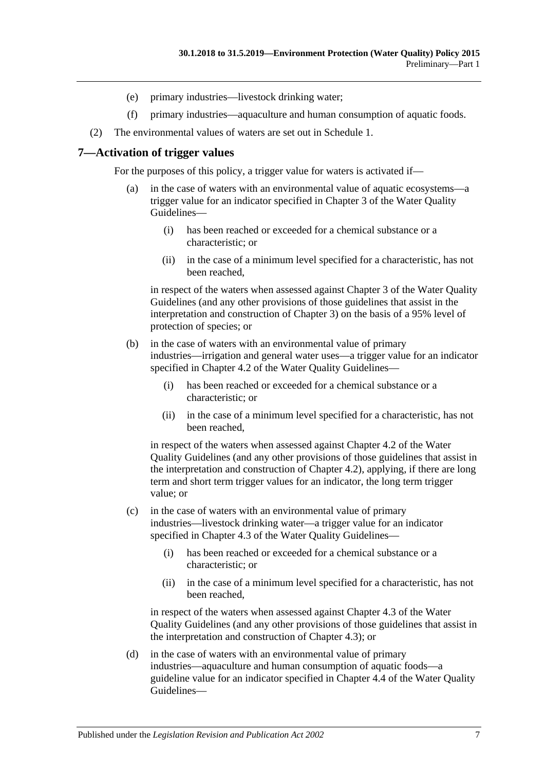(e) primary industries—livestock drinking water;

(f) primary industries—aquaculture and human consumption of aquatic foods.

(2) The environmental values of waters are set out in Schedule 1.

## 7—Activation of trigger values

For the purposes of this policy, a trigger value for waters is activated if—

(a) in the case of waters with an environmental value of aquatic ecosystems—a trigger value for an indicator specified in Chapter 3 of the Water Quality Guidelines—

(i) has been reached or exceeded for a chemical substance or a characteristic; or

(ii) in the case of a minimum level specified for a characteristic, has not been reached,

in respect of the waters when assessed against Chapter 3 of the Water Quality Guidelines (and any other provisions of those guidelines that assist in the interpretation and construction of Chapter 3) on the basis of a 95% level of protection of species; or

(b) in the case of waters with an environmental value of primary industries—irrigation and general water uses—a trigger value for an indicator specified in Chapter 4.2 of the Water Quality Guidelines—

(i) has been reached or exceeded for a chemical substance or a characteristic; or

(ii) in the case of a minimum level specified for a characteristic, has not been reached,

in respect of the waters when assessed against Chapter 4.2 of the Water Quality Guidelines (and any other provisions of those guidelines that assist in the interpretation and construction of Chapter 4.2), applying, if there are long term and short term trigger values for an indicator, the long term trigger value; or

(c) in the case of waters with an environmental value of primary industries—livestock drinking water—a trigger value for an indicator specified in Chapter 4.3 of the Water Quality Guidelines—

(i) has been reached or exceeded for a chemical substance or a characteristic; or

(ii) in the case of a minimum level specified for a characteristic, has not been reached,

in respect of the waters when assessed against Chapter 4.3 of the Water Quality Guidelines (and any other provisions of those guidelines that assist in the interpretation and construction of Chapter 4.3); or

(d) in the case of waters with an environmental value of primary industries—aquaculture and human consumption of aquatic foods—a guideline value for an indicator specified in Chapter 4.4 of the Water Quality Guidelines—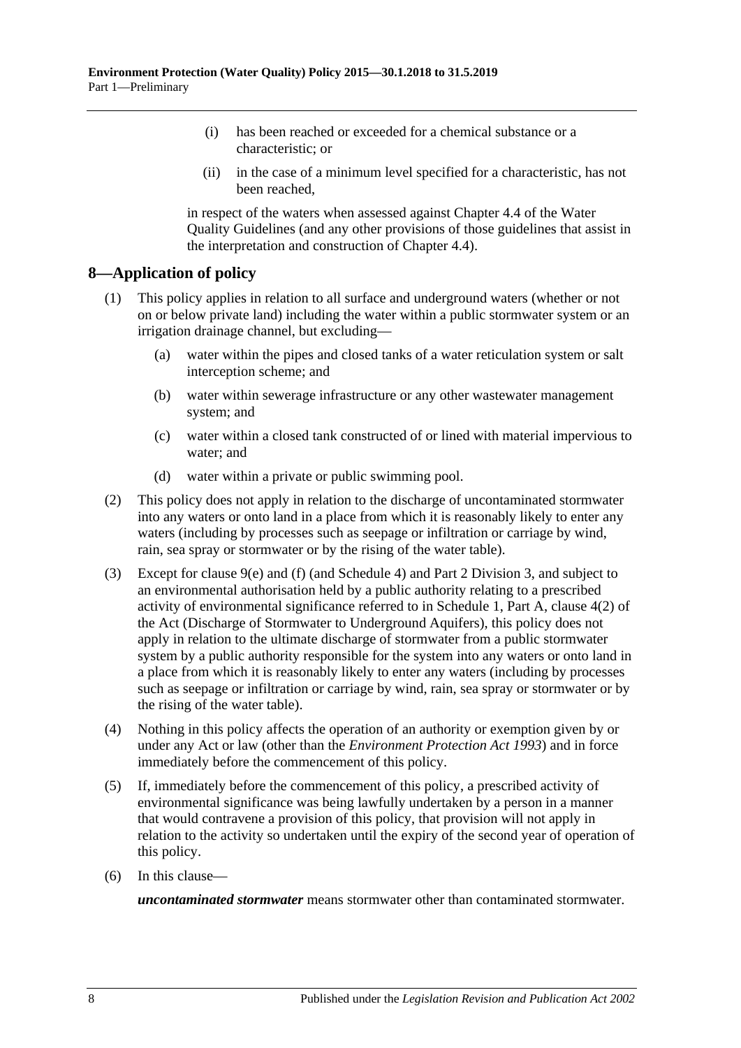(i) has been reached or exceeded for a chemical substance or a characteristic; or

(ii) in the case of a minimum level specified for a characteristic, has not been reached,

in respect of the waters when assessed against Chapter 4.4 of the Water Quality Guidelines (and any other provisions of those guidelines that assist in the interpretation and construction of Chapter 4.4).

## 8—Application of policy

(1) This policy applies in relation to all surface and underground waters (whether or not on or below private land) including the water within a public stormwater system or an irrigation drainage channel, but excluding—

(a) water within the pipes and closed tanks of a water reticulation system or salt interception scheme; and

(b) water within sewerage infrastructure or any other wastewater management system; and

(c) water within a closed tank constructed of or lined with material impervious to water; and

(d) water within a private or public swimming pool.

(2) This policy does not apply in relation to the discharge of uncontaminated stormwater into any waters or onto land in a place from which it is reasonably likely to enter any waters (including by processes such as seepage or infiltration or carriage by wind, rain, sea spray or stormwater or by the rising of the water table).

(3) Except for clause 9(e) and (f) (and Schedule 4) and Part 2 Division 3, and subject to an environmental authorisation held by a public authority relating to a prescribed activity of environmental significance referred to in Schedule 1, Part A, clause 4(2) of the Act (Discharge of Stormwater to Underground Aquifers), this policy does not apply in relation to the ultimate discharge of stormwater from a public stormwater system by a public authority responsible for the system into any waters or onto land in a place from which it is reasonably likely to enter any waters (including by processes such as seepage or infiltration or carriage by wind, rain, sea spray or stormwater or by the rising of the water table).

(4) Nothing in this policy affects the operation of an authority or exemption given by or under any Act or law (other than the *Environment Protection Act 1993*) and in force immediately before the commencement of this policy.

(5) If, immediately before the commencement of this policy, a prescribed activity of environmental significance was being lawfully undertaken by a person in a manner that would contravene a provision of this policy, that provision will not apply in relation to the activity so undertaken until the expiry of the second year of operation of this policy.

(6) In this clause—

***uncontaminated stormwater*** means stormwater other than contaminated stormwater.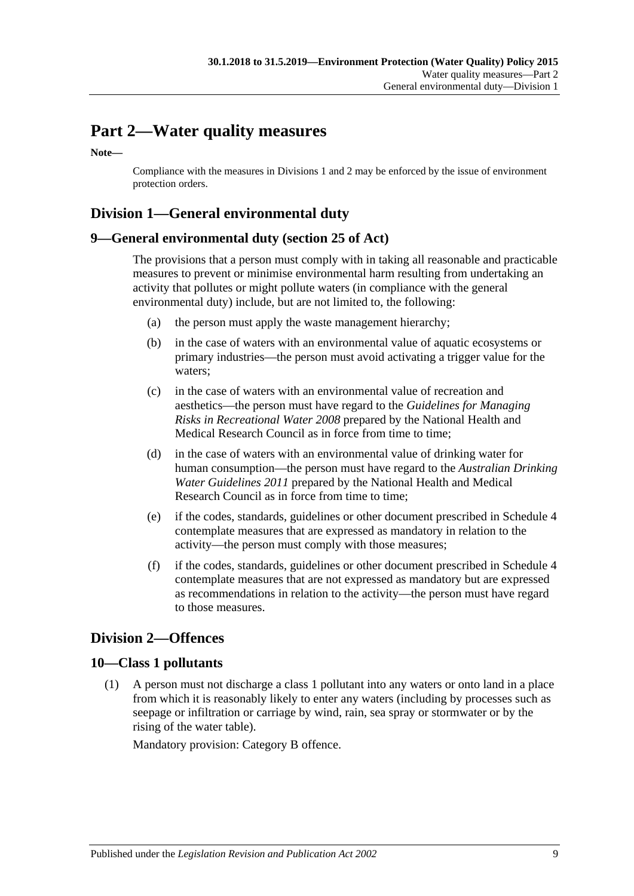# Part 2—Water quality measures

**Note—**

Compliance with the measures in Divisions 1 and 2 may be enforced by the issue of environment protection orders.

## Division 1—General environmental duty

### 9—General environmental duty (section 25 of Act)

The provisions that a person must comply with in taking all reasonable and practicable measures to prevent or minimise environmental harm resulting from undertaking an activity that pollutes or might pollute waters (in compliance with the general environmental duty) include, but are not limited to, the following:

(a) the person must apply the waste management hierarchy;

(b) in the case of waters with an environmental value of aquatic ecosystems or primary industries—the person must avoid activating a trigger value for the waters;

(c) in the case of waters with an environmental value of recreation and aesthetics—the person must have regard to the *Guidelines for Managing Risks in Recreational Water 2008* prepared by the National Health and Medical Research Council as in force from time to time;

(d) in the case of waters with an environmental value of drinking water for human consumption—the person must have regard to the *Australian Drinking Water Guidelines 2011* prepared by the National Health and Medical Research Council as in force from time to time;

(e) if the codes, standards, guidelines or other document prescribed in Schedule 4 contemplate measures that are expressed as mandatory in relation to the activity—the person must comply with those measures;

(f) if the codes, standards, guidelines or other document prescribed in Schedule 4 contemplate measures that are not expressed as mandatory but are expressed as recommendations in relation to the activity—the person must have regard to those measures.

## Division 2—Offences

### 10—Class 1 pollutants

(1) A person must not discharge a class 1 pollutant into any waters or onto land in a place from which it is reasonably likely to enter any waters (including by processes such as seepage or infiltration or carriage by wind, rain, sea spray or stormwater or by the rising of the water table).

Mandatory provision: Category B offence.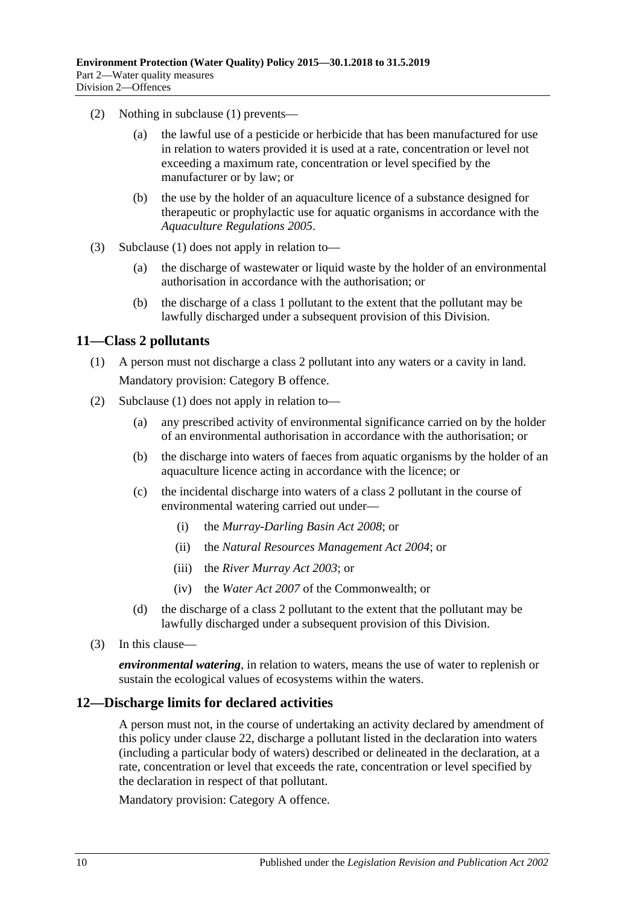(2) Nothing in subclause (1) prevents—

(a) the lawful use of a pesticide or herbicide that has been manufactured for use in relation to waters provided it is used at a rate, concentration or level not exceeding a maximum rate, concentration or level specified by the manufacturer or by law; or

(b) the use by the holder of an aquaculture licence of a substance designed for therapeutic or prophylactic use for aquatic organisms in accordance with the *Aquaculture Regulations 2005*.

(3) Subclause (1) does not apply in relation to—

(a) the discharge of wastewater or liquid waste by the holder of an environmental authorisation in accordance with the authorisation; or

(b) the discharge of a class 1 pollutant to the extent that the pollutant may be lawfully discharged under a subsequent provision of this Division.

## 11—Class 2 pollutants

(1) A person must not discharge a class 2 pollutant into any waters or a cavity in land.

Mandatory provision: Category B offence.

(2) Subclause (1) does not apply in relation to—

(a) any prescribed activity of environmental significance carried on by the holder of an environmental authorisation in accordance with the authorisation; or

(b) the discharge into waters of faeces from aquatic organisms by the holder of an aquaculture licence acting in accordance with the licence; or

(c) the incidental discharge into waters of a class 2 pollutant in the course of environmental watering carried out under—

(i) the *Murray-Darling Basin Act 2008*; or

(ii) the *Natural Resources Management Act 2004*; or

(iii) the *River Murray Act 2003*; or

(iv) the *Water Act 2007* of the Commonwealth; or

(d) the discharge of a class 2 pollutant to the extent that the pollutant may be lawfully discharged under a subsequent provision of this Division.

(3) In this clause—

***environmental watering***, in relation to waters, means the use of water to replenish or sustain the ecological values of ecosystems within the waters.

## 12—Discharge limits for declared activities

A person must not, in the course of undertaking an activity declared by amendment of this policy under clause 22, discharge a pollutant listed in the declaration into waters (including a particular body of waters) described or delineated in the declaration, at a rate, concentration or level that exceeds the rate, concentration or level specified by the declaration in respect of that pollutant.

Mandatory provision: Category A offence.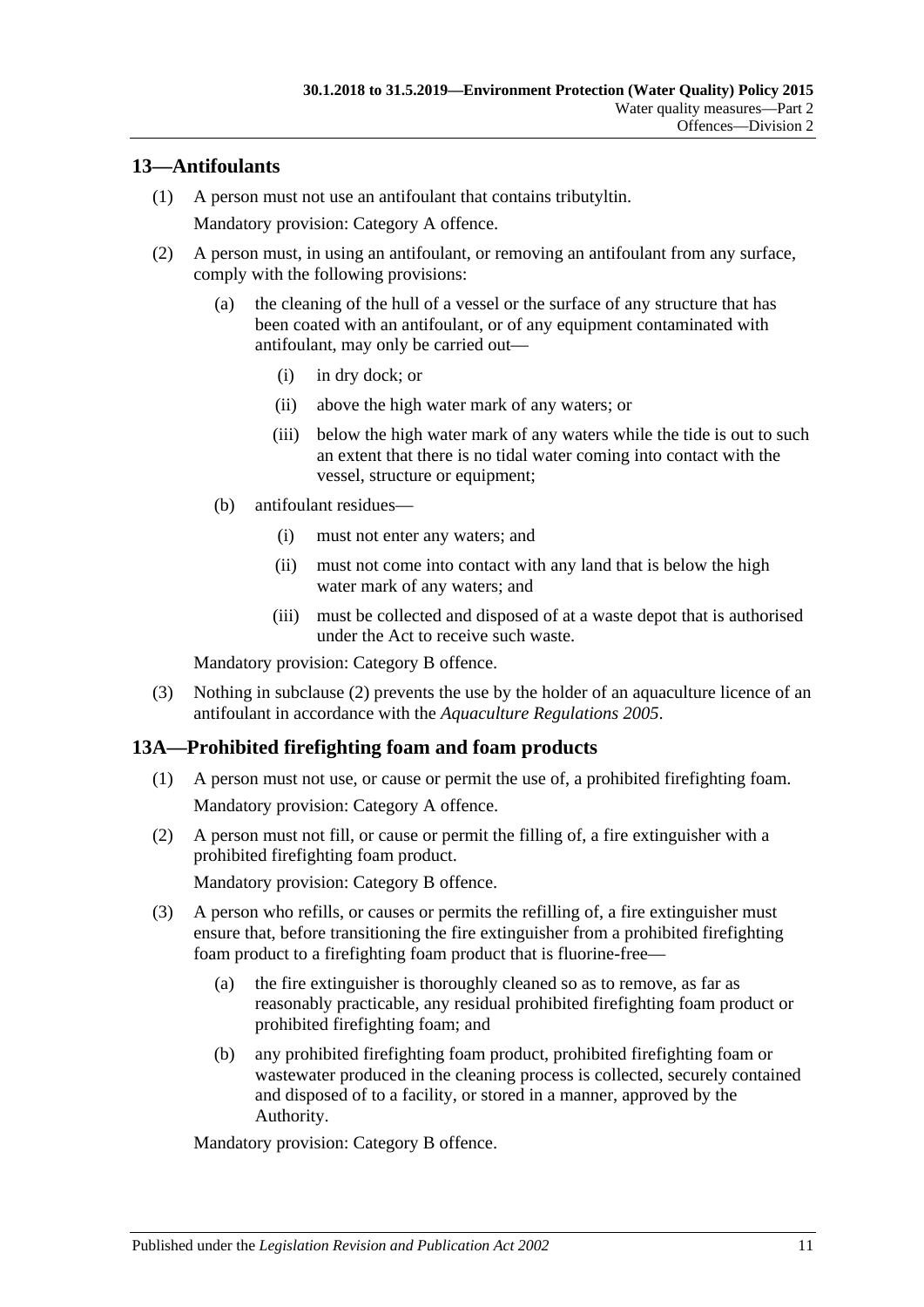## 13—Antifoulants

(1) A person must not use an antifoulant that contains tributyltin.

Mandatory provision: Category A offence.

(2) A person must, in using an antifoulant, or removing an antifoulant from any surface, comply with the following provisions:

(a) the cleaning of the hull of a vessel or the surface of any structure that has been coated with an antifoulant, or of any equipment contaminated with antifoulant, may only be carried out—

(i) in dry dock; or

(ii) above the high water mark of any waters; or

(iii) below the high water mark of any waters while the tide is out to such an extent that there is no tidal water coming into contact with the vessel, structure or equipment;

(b) antifoulant residues—

(i) must not enter any waters; and

(ii) must not come into contact with any land that is below the high water mark of any waters; and

(iii) must be collected and disposed of at a waste depot that is authorised under the Act to receive such waste.

Mandatory provision: Category B offence.

(3) Nothing in subclause (2) prevents the use by the holder of an aquaculture licence of an antifoulant in accordance with the *Aquaculture Regulations 2005*.

## 13A—Prohibited firefighting foam and foam products

(1) A person must not use, or cause or permit the use of, a prohibited firefighting foam.

Mandatory provision: Category A offence.

(2) A person must not fill, or cause or permit the filling of, a fire extinguisher with a prohibited firefighting foam product.

Mandatory provision: Category B offence.

(3) A person who refills, or causes or permits the refilling of, a fire extinguisher must ensure that, before transitioning the fire extinguisher from a prohibited firefighting foam product to a firefighting foam product that is fluorine-free—

(a) the fire extinguisher is thoroughly cleaned so as to remove, as far as reasonably practicable, any residual prohibited firefighting foam product or prohibited firefighting foam; and

(b) any prohibited firefighting foam product, prohibited firefighting foam or wastewater produced in the cleaning process is collected, securely contained and disposed of to a facility, or stored in a manner, approved by the Authority.

Mandatory provision: Category B offence.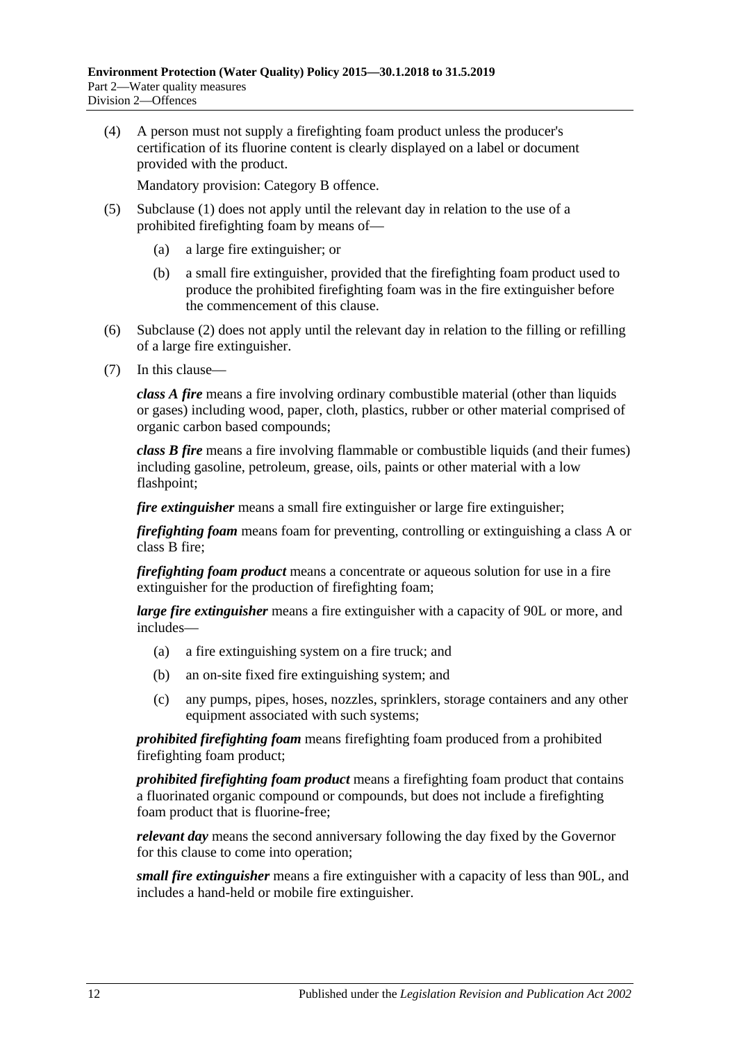(4) A person must not supply a firefighting foam product unless the producer's certification of its fluorine content is clearly displayed on a label or document provided with the product.

Mandatory provision: Category B offence.

(5) Subclause (1) does not apply until the relevant day in relation to the use of a prohibited firefighting foam by means of—

(a) a large fire extinguisher; or

(b) a small fire extinguisher, provided that the firefighting foam product used to produce the prohibited firefighting foam was in the fire extinguisher before the commencement of this clause.

(6) Subclause (2) does not apply until the relevant day in relation to the filling or refilling of a large fire extinguisher.

(7) In this clause—

***class A fire*** means a fire involving ordinary combustible material (other than liquids or gases) including wood, paper, cloth, plastics, rubber or other material comprised of organic carbon based compounds;

***class B fire*** means a fire involving flammable or combustible liquids (and their fumes) including gasoline, petroleum, grease, oils, paints or other material with a low flashpoint;

***fire extinguisher*** means a small fire extinguisher or large fire extinguisher;

***firefighting foam*** means foam for preventing, controlling or extinguishing a class A or class B fire;

***firefighting foam product*** means a concentrate or aqueous solution for use in a fire extinguisher for the production of firefighting foam;

***large fire extinguisher*** means a fire extinguisher with a capacity of 90L or more, and includes—

(a) a fire extinguishing system on a fire truck; and

(b) an on-site fixed fire extinguishing system; and

(c) any pumps, pipes, hoses, nozzles, sprinklers, storage containers and any other equipment associated with such systems;

***prohibited firefighting foam*** means firefighting foam produced from a prohibited firefighting foam product;

***prohibited firefighting foam product*** means a firefighting foam product that contains a fluorinated organic compound or compounds, but does not include a firefighting foam product that is fluorine-free;

***relevant day*** means the second anniversary following the day fixed by the Governor for this clause to come into operation;

***small fire extinguisher*** means a fire extinguisher with a capacity of less than 90L, and includes a hand-held or mobile fire extinguisher.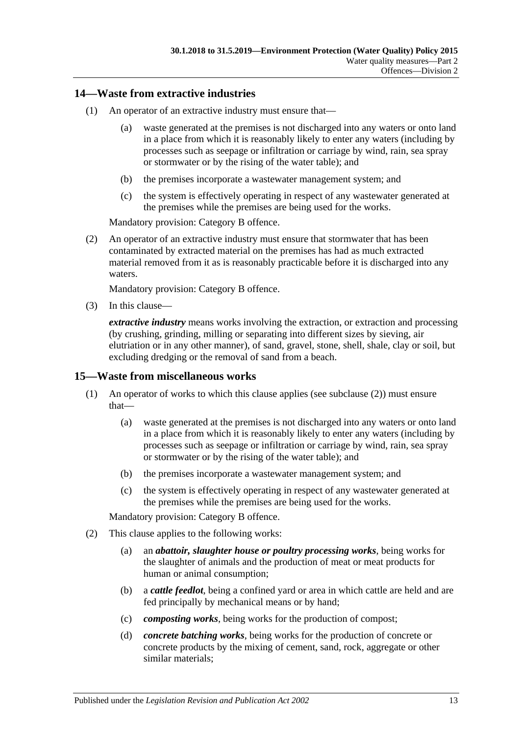## 14—Waste from extractive industries

(1) An operator of an extractive industry must ensure that—

(a) waste generated at the premises is not discharged into any waters or onto land in a place from which it is reasonably likely to enter any waters (including by processes such as seepage or infiltration or carriage by wind, rain, sea spray or stormwater or by the rising of the water table); and

(b) the premises incorporate a wastewater management system; and

(c) the system is effectively operating in respect of any wastewater generated at the premises while the premises are being used for the works.

Mandatory provision: Category B offence.

(2) An operator of an extractive industry must ensure that stormwater that has been contaminated by extracted material on the premises has had as much extracted material removed from it as is reasonably practicable before it is discharged into any waters.

Mandatory provision: Category B offence.

(3) In this clause—

***extractive industry*** means works involving the extraction, or extraction and processing (by crushing, grinding, milling or separating into different sizes by sieving, air elutriation or in any other manner), of sand, gravel, stone, shell, shale, clay or soil, but excluding dredging or the removal of sand from a beach.

## 15—Waste from miscellaneous works

(1) An operator of works to which this clause applies (see subclause (2)) must ensure that—

(a) waste generated at the premises is not discharged into any waters or onto land in a place from which it is reasonably likely to enter any waters (including by processes such as seepage or infiltration or carriage by wind, rain, sea spray or stormwater or by the rising of the water table); and

(b) the premises incorporate a wastewater management system; and

(c) the system is effectively operating in respect of any wastewater generated at the premises while the premises are being used for the works.

Mandatory provision: Category B offence.

(2) This clause applies to the following works:

(a) an ***abattoir, slaughter house or poultry processing works***, being works for the slaughter of animals and the production of meat or meat products for human or animal consumption;

(b) a ***cattle feedlot***, being a confined yard or area in which cattle are held and are fed principally by mechanical means or by hand;

(c) ***composting works***, being works for the production of compost;

(d) ***concrete batching works***, being works for the production of concrete or concrete products by the mixing of cement, sand, rock, aggregate or other similar materials;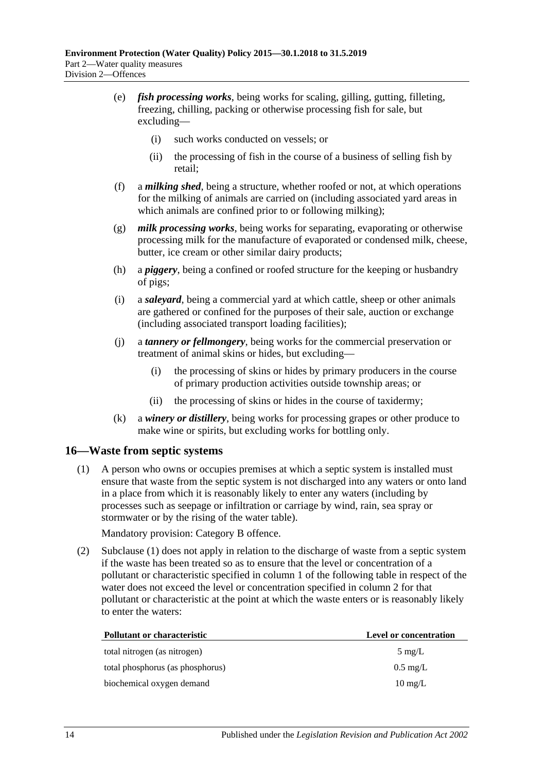(e) ***fish processing works***, being works for scaling, gilling, gutting, filleting, freezing, chilling, packing or otherwise processing fish for sale, but excluding—

  (i) such works conducted on vessels; or

  (ii) the processing of fish in the course of a business of selling fish by retail;

(f) a ***milking shed***, being a structure, whether roofed or not, at which operations for the milking of animals are carried on (including associated yard areas in which animals are confined prior to or following milking);

(g) ***milk processing works***, being works for separating, evaporating or otherwise processing milk for the manufacture of evaporated or condensed milk, cheese, butter, ice cream or other similar dairy products;

(h) a ***piggery***, being a confined or roofed structure for the keeping or husbandry of pigs;

(i) a ***saleyard***, being a commercial yard at which cattle, sheep or other animals are gathered or confined for the purposes of their sale, auction or exchange (including associated transport loading facilities);

(j) a ***tannery or fellmongery***, being works for the commercial preservation or treatment of animal skins or hides, but excluding—

  (i) the processing of skins or hides by primary producers in the course of primary production activities outside township areas; or

  (ii) the processing of skins or hides in the course of taxidermy;

(k) a ***winery or distillery***, being works for processing grapes or other produce to make wine or spirits, but excluding works for bottling only.

## 16—Waste from septic systems

(1) A person who owns or occupies premises at which a septic system is installed must ensure that waste from the septic system is not discharged into any waters or onto land in a place from which it is reasonably likely to enter any waters (including by processes such as seepage or infiltration or carriage by wind, rain, sea spray or stormwater or by the rising of the water table).

Mandatory provision: Category B offence.

(2) Subclause (1) does not apply in relation to the discharge of waste from a septic system if the waste has been treated so as to ensure that the level or concentration of a pollutant or characteristic specified in column 1 of the following table in respect of the water does not exceed the level or concentration specified in column 2 for that pollutant or characteristic at the point at which the waste enters or is reasonably likely to enter the waters:

| Pollutant or characteristic | Level or concentration |
|---|---|
| total nitrogen (as nitrogen) | 5 mg/L |
| total phosphorus (as phosphorus) | 0.5 mg/L |
| biochemical oxygen demand | 10 mg/L |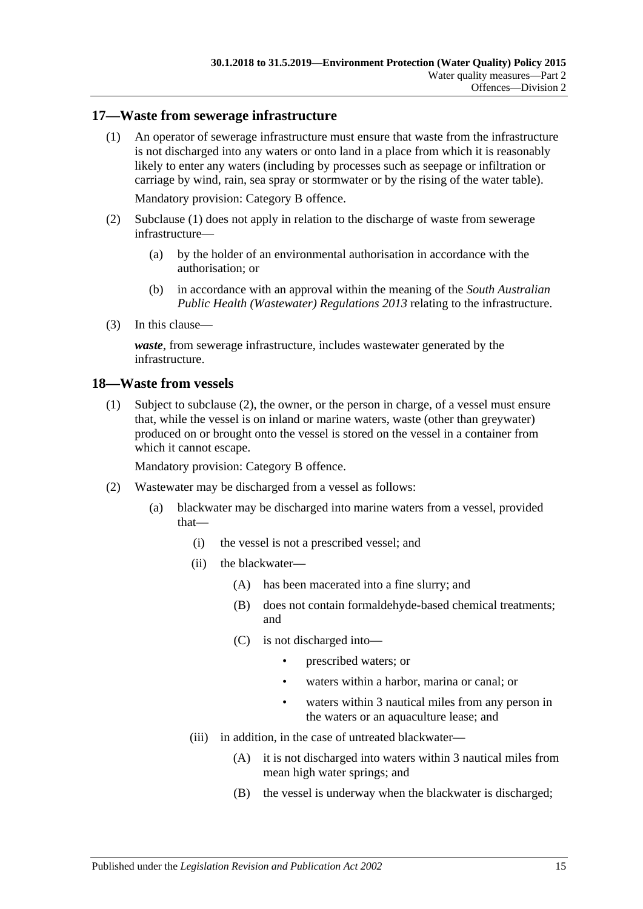## 17—Waste from sewerage infrastructure

(1) An operator of sewerage infrastructure must ensure that waste from the infrastructure is not discharged into any waters or onto land in a place from which it is reasonably likely to enter any waters (including by processes such as seepage or infiltration or carriage by wind, rain, sea spray or stormwater or by the rising of the water table).

Mandatory provision: Category B offence.

(2) Subclause (1) does not apply in relation to the discharge of waste from sewerage infrastructure—

(a) by the holder of an environmental authorisation in accordance with the authorisation; or

(b) in accordance with an approval within the meaning of the *South Australian Public Health (Wastewater) Regulations 2013* relating to the infrastructure.

(3) In this clause—

***waste***, from sewerage infrastructure, includes wastewater generated by the infrastructure.

## 18—Waste from vessels

(1) Subject to subclause (2), the owner, or the person in charge, of a vessel must ensure that, while the vessel is on inland or marine waters, waste (other than greywater) produced on or brought onto the vessel is stored on the vessel in a container from which it cannot escape.

Mandatory provision: Category B offence.

(2) Wastewater may be discharged from a vessel as follows:

(a) blackwater may be discharged into marine waters from a vessel, provided that—

(i) the vessel is not a prescribed vessel; and

(ii) the blackwater—

(A) has been macerated into a fine slurry; and

(B) does not contain formaldehyde-based chemical treatments; and

(C) is not discharged into—

- prescribed waters; or
- waters within a harbor, marina or canal; or
- waters within 3 nautical miles from any person in the waters or an aquaculture lease; and

(iii) in addition, in the case of untreated blackwater—

(A) it is not discharged into waters within 3 nautical miles from mean high water springs; and

(B) the vessel is underway when the blackwater is discharged;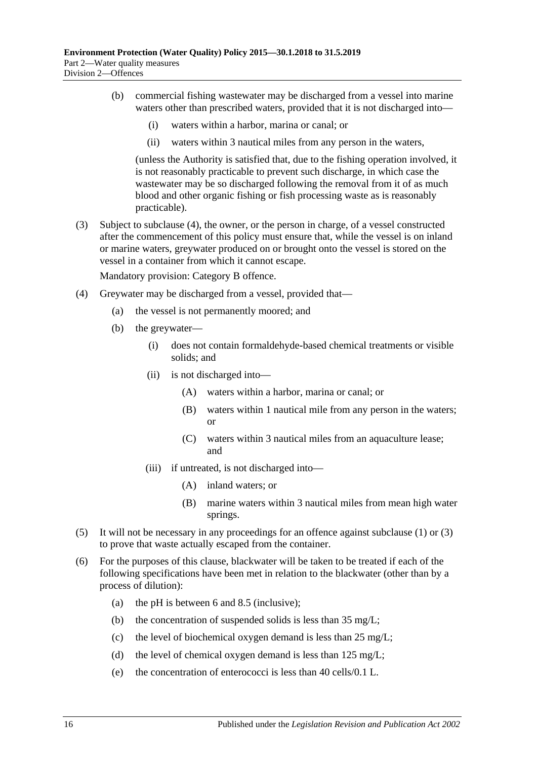(b) commercial fishing wastewater may be discharged from a vessel into marine waters other than prescribed waters, provided that it is not discharged into—

(i) waters within a harbor, marina or canal; or

(ii) waters within 3 nautical miles from any person in the waters,

(unless the Authority is satisfied that, due to the fishing operation involved, it is not reasonably practicable to prevent such discharge, in which case the wastewater may be so discharged following the removal from it of as much blood and other organic fishing or fish processing waste as is reasonably practicable).

(3) Subject to subclause (4), the owner, or the person in charge, of a vessel constructed after the commencement of this policy must ensure that, while the vessel is on inland or marine waters, greywater produced on or brought onto the vessel is stored on the vessel in a container from which it cannot escape.

Mandatory provision: Category B offence.

(4) Greywater may be discharged from a vessel, provided that—

(a) the vessel is not permanently moored; and

(b) the greywater—

(i) does not contain formaldehyde-based chemical treatments or visible solids; and

(ii) is not discharged into—

(A) waters within a harbor, marina or canal; or

(B) waters within 1 nautical mile from any person in the waters; or

(C) waters within 3 nautical miles from an aquaculture lease; and

(iii) if untreated, is not discharged into—

(A) inland waters; or

(B) marine waters within 3 nautical miles from mean high water springs.

(5) It will not be necessary in any proceedings for an offence against subclause (1) or (3) to prove that waste actually escaped from the container.

(6) For the purposes of this clause, blackwater will be taken to be treated if each of the following specifications have been met in relation to the blackwater (other than by a process of dilution):

(a) the pH is between 6 and 8.5 (inclusive);

(b) the concentration of suspended solids is less than 35 mg/L;

(c) the level of biochemical oxygen demand is less than 25 mg/L;

(d) the level of chemical oxygen demand is less than 125 mg/L;

(e) the concentration of enterococci is less than 40 cells/0.1 L.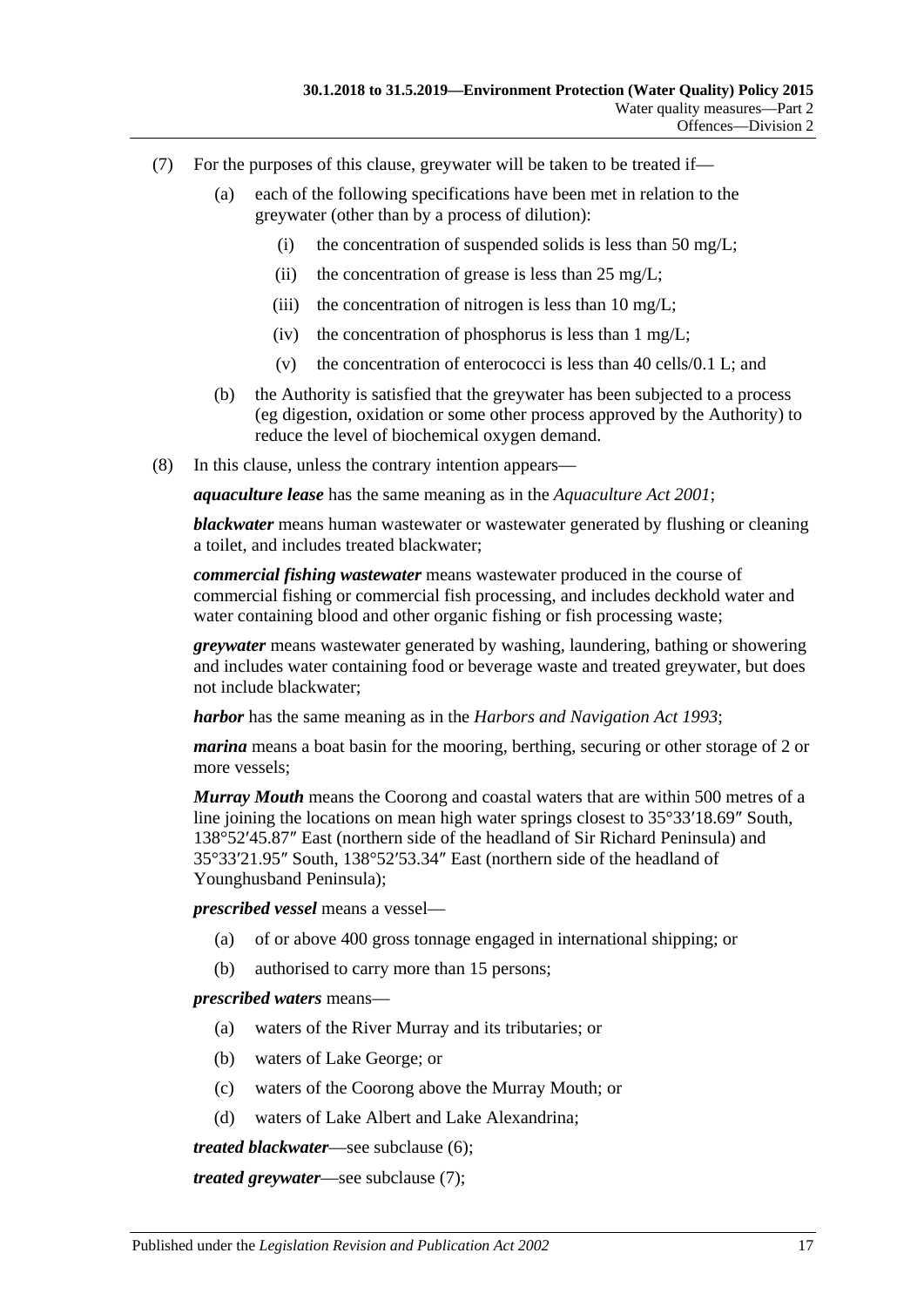(7) For the purposes of this clause, greywater will be taken to be treated if—

  (a) each of the following specifications have been met in relation to the greywater (other than by a process of dilution):

    (i) the concentration of suspended solids is less than 50 mg/L;

    (ii) the concentration of grease is less than 25 mg/L;

    (iii) the concentration of nitrogen is less than 10 mg/L;

    (iv) the concentration of phosphorus is less than 1 mg/L;

    (v) the concentration of enterococci is less than 40 cells/0.1 L; and

  (b) the Authority is satisfied that the greywater has been subjected to a process (eg digestion, oxidation or some other process approved by the Authority) to reduce the level of biochemical oxygen demand.

(8) In this clause, unless the contrary intention appears—

***aquaculture lease*** has the same meaning as in the *Aquaculture Act 2001*;

***blackwater*** means human wastewater or wastewater generated by flushing or cleaning a toilet, and includes treated blackwater;

***commercial fishing wastewater*** means wastewater produced in the course of commercial fishing or commercial fish processing, and includes deckhold water and water containing blood and other organic fishing or fish processing waste;

***greywater*** means wastewater generated by washing, laundering, bathing or showering and includes water containing food or beverage waste and treated greywater, but does not include blackwater;

***harbor*** has the same meaning as in the *Harbors and Navigation Act 1993*;

***marina*** means a boat basin for the mooring, berthing, securing or other storage of 2 or more vessels;

***Murray Mouth*** means the Coorong and coastal waters that are within 500 metres of a line joining the locations on mean high water springs closest to 35°33′18.69″ South, 138°52′45.87″ East (northern side of the headland of Sir Richard Peninsula) and 35°33′21.95″ South, 138°52′53.34″ East (northern side of the headland of Younghusband Peninsula);

***prescribed vessel*** means a vessel—

  (a) of or above 400 gross tonnage engaged in international shipping; or

  (b) authorised to carry more than 15 persons;

***prescribed waters*** means—

  (a) waters of the River Murray and its tributaries; or

  (b) waters of Lake George; or

  (c) waters of the Coorong above the Murray Mouth; or

  (d) waters of Lake Albert and Lake Alexandrina;

***treated blackwater***—see subclause (6);

***treated greywater***—see subclause (7);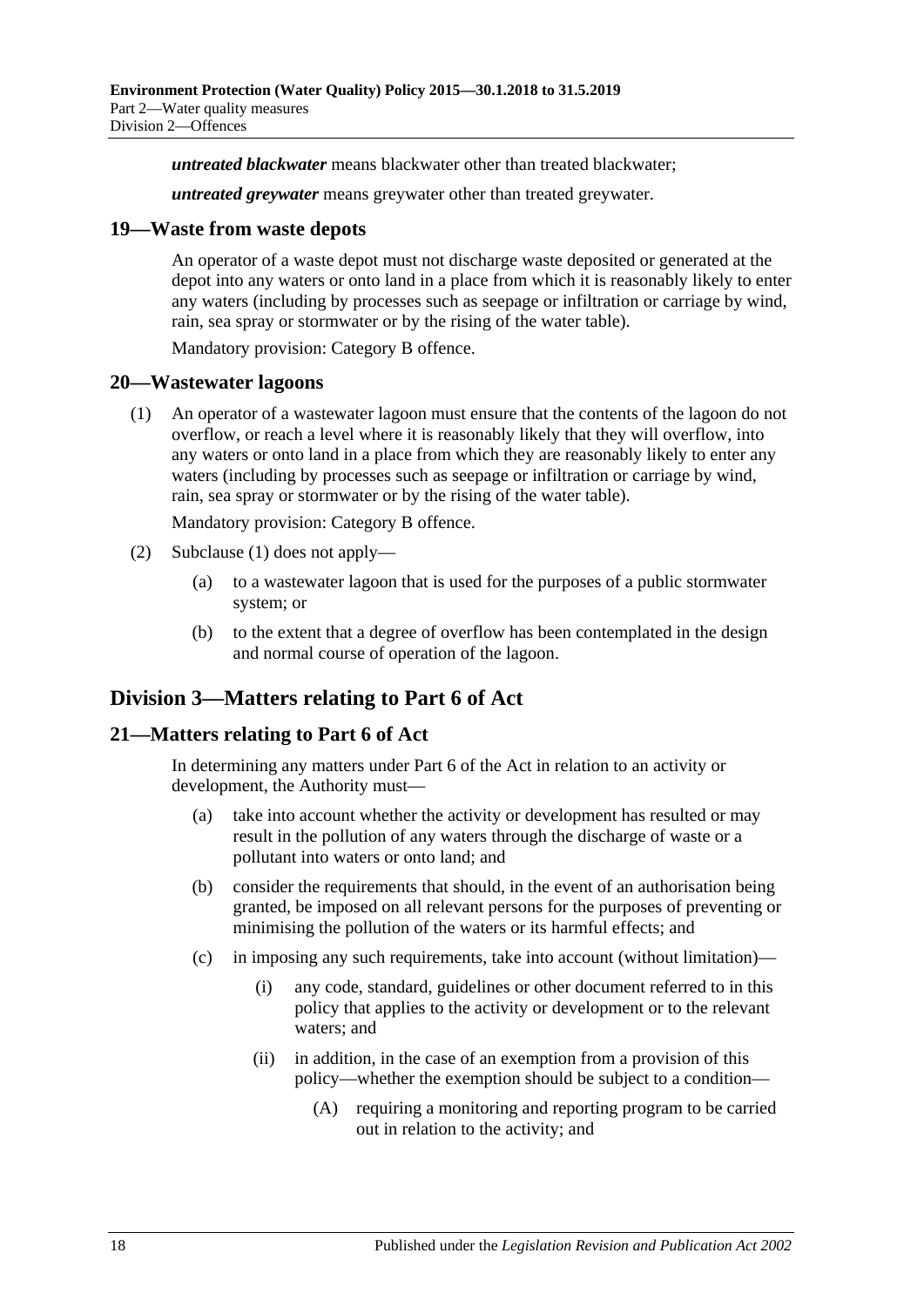***untreated blackwater*** means blackwater other than treated blackwater;

***untreated greywater*** means greywater other than treated greywater.

### 19—Waste from waste depots

An operator of a waste depot must not discharge waste deposited or generated at the depot into any waters or onto land in a place from which it is reasonably likely to enter any waters (including by processes such as seepage or infiltration or carriage by wind, rain, sea spray or stormwater or by the rising of the water table).

Mandatory provision: Category B offence.

### 20—Wastewater lagoons

(1) An operator of a wastewater lagoon must ensure that the contents of the lagoon do not overflow, or reach a level where it is reasonably likely that they will overflow, into any waters or onto land in a place from which they are reasonably likely to enter any waters (including by processes such as seepage or infiltration or carriage by wind, rain, sea spray or stormwater or by the rising of the water table).

Mandatory provision: Category B offence.

(2) Subclause (1) does not apply—

(a) to a wastewater lagoon that is used for the purposes of a public stormwater system; or

(b) to the extent that a degree of overflow has been contemplated in the design and normal course of operation of the lagoon.

## Division 3—Matters relating to Part 6 of Act

### 21—Matters relating to Part 6 of Act

In determining any matters under Part 6 of the Act in relation to an activity or development, the Authority must—

(a) take into account whether the activity or development has resulted or may result in the pollution of any waters through the discharge of waste or a pollutant into waters or onto land; and

(b) consider the requirements that should, in the event of an authorisation being granted, be imposed on all relevant persons for the purposes of preventing or minimising the pollution of the waters or its harmful effects; and

(c) in imposing any such requirements, take into account (without limitation)—

(i) any code, standard, guidelines or other document referred to in this policy that applies to the activity or development or to the relevant waters; and

(ii) in addition, in the case of an exemption from a provision of this policy—whether the exemption should be subject to a condition—

(A) requiring a monitoring and reporting program to be carried out in relation to the activity; and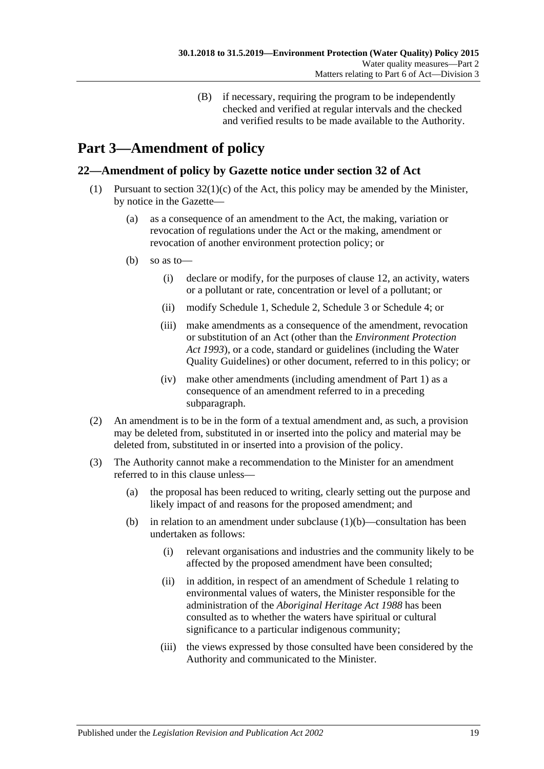(B) if necessary, requiring the program to be independently checked and verified at regular intervals and the checked and verified results to be made available to the Authority.

# Part 3—Amendment of policy

## 22—Amendment of policy by Gazette notice under section 32 of Act

(1) Pursuant to section 32(1)(c) of the Act, this policy may be amended by the Minister, by notice in the Gazette—

(a) as a consequence of an amendment to the Act, the making, variation or revocation of regulations under the Act or the making, amendment or revocation of another environment protection policy; or

(b) so as to—

(i) declare or modify, for the purposes of clause 12, an activity, waters or a pollutant or rate, concentration or level of a pollutant; or

(ii) modify Schedule 1, Schedule 2, Schedule 3 or Schedule 4; or

(iii) make amendments as a consequence of the amendment, revocation or substitution of an Act (other than the *Environment Protection Act 1993*), or a code, standard or guidelines (including the Water Quality Guidelines) or other document, referred to in this policy; or

(iv) make other amendments (including amendment of Part 1) as a consequence of an amendment referred to in a preceding subparagraph.

(2) An amendment is to be in the form of a textual amendment and, as such, a provision may be deleted from, substituted in or inserted into the policy and material may be deleted from, substituted in or inserted into a provision of the policy.

(3) The Authority cannot make a recommendation to the Minister for an amendment referred to in this clause unless—

(a) the proposal has been reduced to writing, clearly setting out the purpose and likely impact of and reasons for the proposed amendment; and

(b) in relation to an amendment under subclause (1)(b)—consultation has been undertaken as follows:

(i) relevant organisations and industries and the community likely to be affected by the proposed amendment have been consulted;

(ii) in addition, in respect of an amendment of Schedule 1 relating to environmental values of waters, the Minister responsible for the administration of the *Aboriginal Heritage Act 1988* has been consulted as to whether the waters have spiritual or cultural significance to a particular indigenous community;

(iii) the views expressed by those consulted have been considered by the Authority and communicated to the Minister.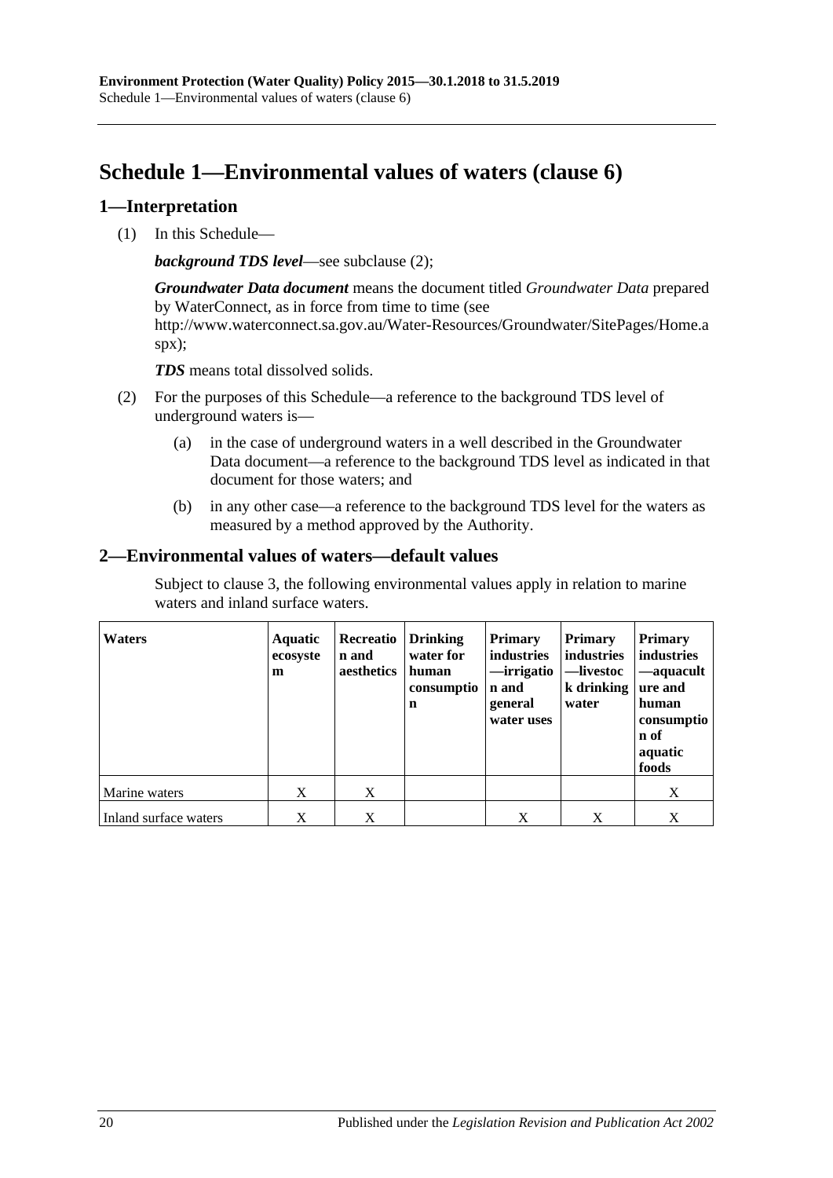# Schedule 1—Environmental values of waters (clause 6)

## 1—Interpretation

(1) In this Schedule—

***background TDS level***—see subclause (2);

***Groundwater Data document*** means the document titled *Groundwater Data* prepared by WaterConnect, as in force from time to time (see http://www.waterconnect.sa.gov.au/Water-Resources/Groundwater/SitePages/Home.aspx);

***TDS*** means total dissolved solids.

(2) For the purposes of this Schedule—a reference to the background TDS level of underground waters is—

(a) in the case of underground waters in a well described in the Groundwater Data document—a reference to the background TDS level as indicated in that document for those waters; and

(b) in any other case—a reference to the background TDS level for the waters as measured by a method approved by the Authority.

## 2—Environmental values of waters—default values

Subject to clause 3, the following environmental values apply in relation to marine waters and inland surface waters.

| Waters | Aquatic ecosystem | Recreation and aesthetics | Drinking water for human consumption | Primary industries—irrigation and general water uses | Primary industries—livestock drinking water | Primary industries—aquaculture and human consumption of aquatic foods |
|---|---|---|---|---|---|---|
| Marine waters | X | X | | | | X |
| Inland surface waters | X | X | | X | X | X |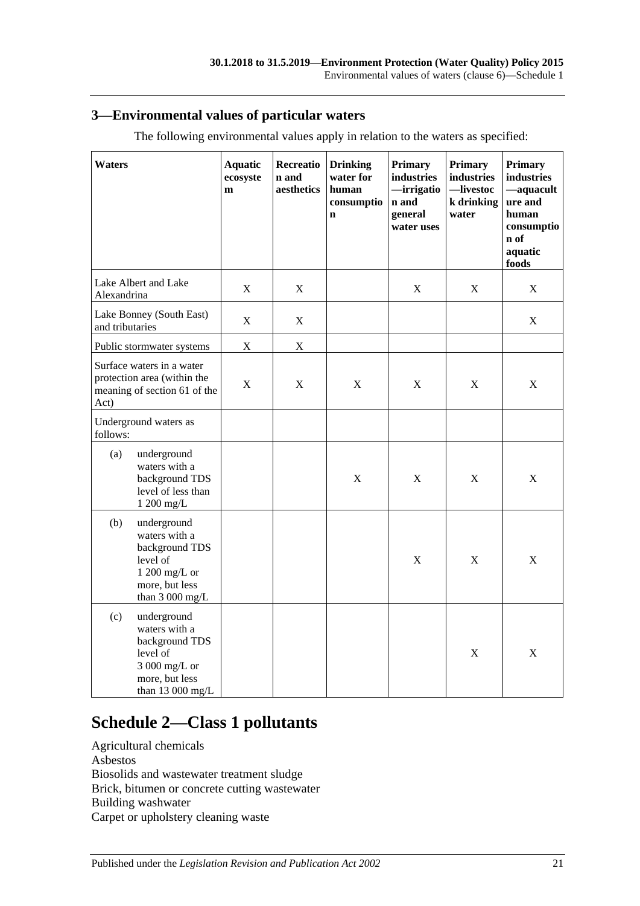## 3—Environmental values of particular waters

The following environmental values apply in relation to the waters as specified:

| Waters | Aquatic ecosystem | Recreation and aesthetics | Drinking water for human consumption | Primary industries—irrigation and general water uses | Primary industries—livestock drinking water | Primary industries—aquaculture and human consumption of aquatic foods |
|---|---|---|---|---|---|---|
| Lake Albert and Lake Alexandrina | X | X | | X | X | X |
| Lake Bonney (South East) and tributaries | X | X | | | | X |
| Public stormwater systems | X | X | | | | |
| Surface waters in a water protection area (within the meaning of section 61 of the Act) | X | X | X | X | X | X |
| Underground waters as follows: | | | | | | |
| (a) underground waters with a background TDS level of less than 1 200 mg/L | | | X | X | X | X |
| (b) underground waters with a background TDS level of 1 200 mg/L or more, but less than 3 000 mg/L | | | | X | X | X |
| (c) underground waters with a background TDS level of 3 000 mg/L or more, but less than 13 000 mg/L | | | | | X | X |

# Schedule 2—Class 1 pollutants

Agricultural chemicals
Asbestos
Biosolids and wastewater treatment sludge
Brick, bitumen or concrete cutting wastewater
Building washwater
Carpet or upholstery cleaning waste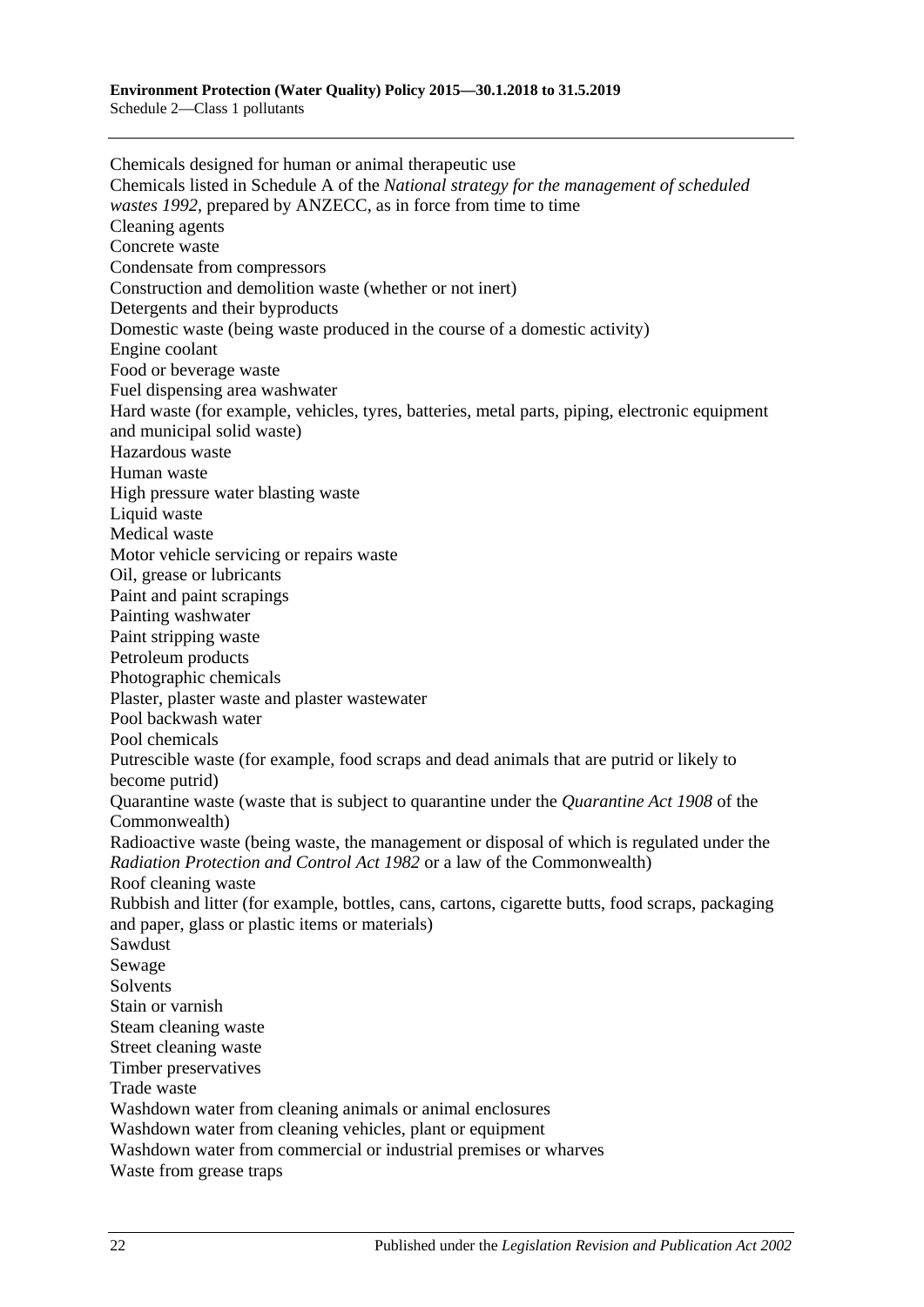Chemicals designed for human or animal therapeutic use

Chemicals listed in Schedule A of the *National strategy for the management of scheduled wastes 1992*, prepared by ANZECC, as in force from time to time

Cleaning agents

Concrete waste

Condensate from compressors

Construction and demolition waste (whether or not inert)

Detergents and their byproducts

Domestic waste (being waste produced in the course of a domestic activity)

Engine coolant

Food or beverage waste

Fuel dispensing area washwater

Hard waste (for example, vehicles, tyres, batteries, metal parts, piping, electronic equipment and municipal solid waste)

Hazardous waste

Human waste

High pressure water blasting waste

Liquid waste

Medical waste

Motor vehicle servicing or repairs waste

Oil, grease or lubricants

Paint and paint scrapings

Painting washwater

Paint stripping waste

Petroleum products

Photographic chemicals

Plaster, plaster waste and plaster wastewater

Pool backwash water

Pool chemicals

Putrescible waste (for example, food scraps and dead animals that are putrid or likely to become putrid)

Quarantine waste (waste that is subject to quarantine under the *Quarantine Act 1908* of the Commonwealth)

Radioactive waste (being waste, the management or disposal of which is regulated under the *Radiation Protection and Control Act 1982* or a law of the Commonwealth)

Roof cleaning waste

Rubbish and litter (for example, bottles, cans, cartons, cigarette butts, food scraps, packaging and paper, glass or plastic items or materials)

Sawdust

Sewage

Solvents

Stain or varnish

Steam cleaning waste

Street cleaning waste

Timber preservatives

Trade waste

Washdown water from cleaning animals or animal enclosures

Washdown water from cleaning vehicles, plant or equipment

Washdown water from commercial or industrial premises or wharves

Waste from grease traps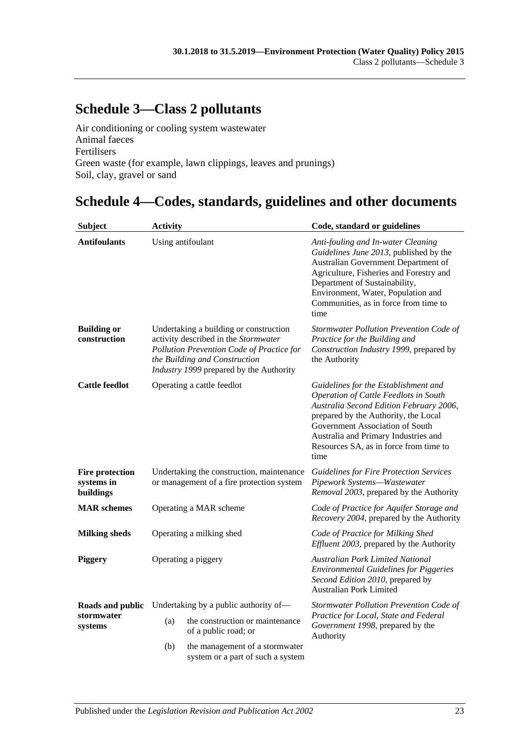## Schedule 3—Class 2 pollutants

Air conditioning or cooling system wastewater
Animal faeces
Fertilisers
Green waste (for example, lawn clippings, leaves and prunings)
Soil, clay, gravel or sand

## Schedule 4—Codes, standards, guidelines and other documents

| Subject | Activity | Code, standard or guidelines |
|---|---|---|
| **Antifoulants** | Using antifoulant | *Anti-fouling and In-water Cleaning Guidelines June 2013*, published by the Australian Government Department of Agriculture, Fisheries and Forestry and Department of Sustainability, Environment, Water, Population and Communities, as in force from time to time |
| **Building or construction** | Undertaking a building or construction activity described in the *Stormwater Pollution Prevention Code of Practice for the Building and Construction Industry 1999* prepared by the Authority | *Stormwater Pollution Prevention Code of Practice for the Building and Construction Industry 1999*, prepared by the Authority |
| **Cattle feedlot** | Operating a cattle feedlot | *Guidelines for the Establishment and Operation of Cattle Feedlots in South Australia Second Edition February 2006*, prepared by the Authority, the Local Government Association of South Australia and Primary Industries and Resources SA, as in force from time to time |
| **Fire protection systems in buildings** | Undertaking the construction, maintenance or management of a fire protection system | *Guidelines for Fire Protection Services Pipework Systems—Wastewater Removal 2003*, prepared by the Authority |
| **MAR schemes** | Operating a MAR scheme | *Code of Practice for Aquifer Storage and Recovery 2004*, prepared by the Authority |
| **Milking sheds** | Operating a milking shed | *Code of Practice for Milking Shed Effluent 2003*, prepared by the Authority |
| **Piggery** | Operating a piggery | *Australian Pork Limited National Environmental Guidelines for Piggeries Second Edition 2010*, prepared by Australian Pork Limited |
| **Roads and public stormwater systems** | Undertaking by a public authority of—<br>(a) the construction or maintenance of a public road; or<br>(b) the management of a stormwater system or a part of such a system | *Stormwater Pollution Prevention Code of Practice for Local, State and Federal Government 1998*, prepared by the Authority |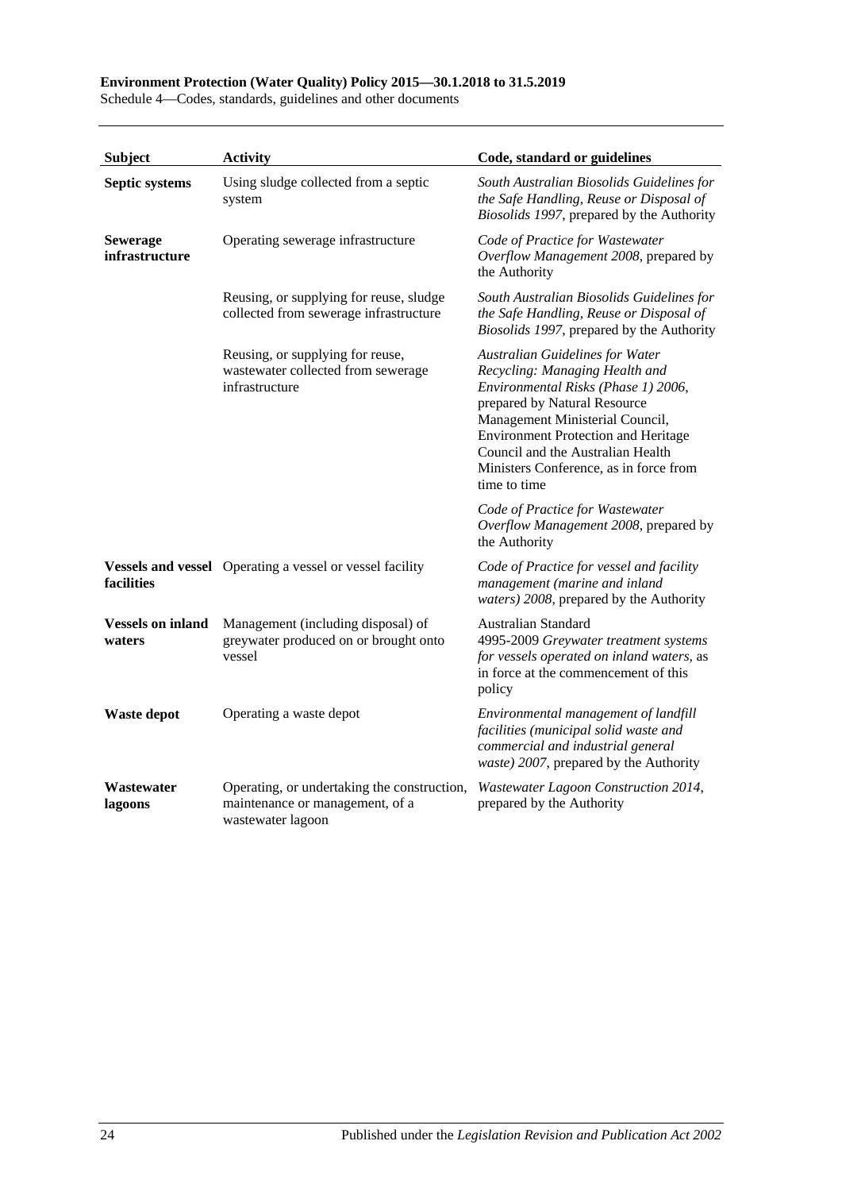| Subject | Activity | Code, standard or guidelines |
|---|---|---|
| **Septic systems** | Using sludge collected from a septic system | *South Australian Biosolids Guidelines for the Safe Handling, Reuse or Disposal of Biosolids 1997*, prepared by the Authority |
| **Sewerage infrastructure** | Operating sewerage infrastructure | *Code of Practice for Wastewater Overflow Management 2008*, prepared by the Authority |
| | Reusing, or supplying for reuse, sludge collected from sewerage infrastructure | *South Australian Biosolids Guidelines for the Safe Handling, Reuse or Disposal of Biosolids 1997*, prepared by the Authority |
| | Reusing, or supplying for reuse, wastewater collected from sewerage infrastructure | *Australian Guidelines for Water Recycling: Managing Health and Environmental Risks (Phase 1) 2006*, prepared by Natural Resource Management Ministerial Council, Environment Protection and Heritage Council and the Australian Health Ministers Conference, as in force from time to time |
| | | *Code of Practice for Wastewater Overflow Management 2008*, prepared by the Authority |
| **Vessels and vessel facilities** | Operating a vessel or vessel facility | *Code of Practice for vessel and facility management (marine and inland waters) 2008*, prepared by the Authority |
| **Vessels on inland waters** | Management (including disposal) of greywater produced on or brought onto vessel | Australian Standard 4995-2009 *Greywater treatment systems for vessels operated on inland waters*, as in force at the commencement of this policy |
| **Waste depot** | Operating a waste depot | *Environmental management of landfill facilities (municipal solid waste and commercial and industrial general waste) 2007*, prepared by the Authority |
| **Wastewater lagoons** | Operating, or undertaking the construction, maintenance or management, of a wastewater lagoon | *Wastewater Lagoon Construction 2014*, prepared by the Authority |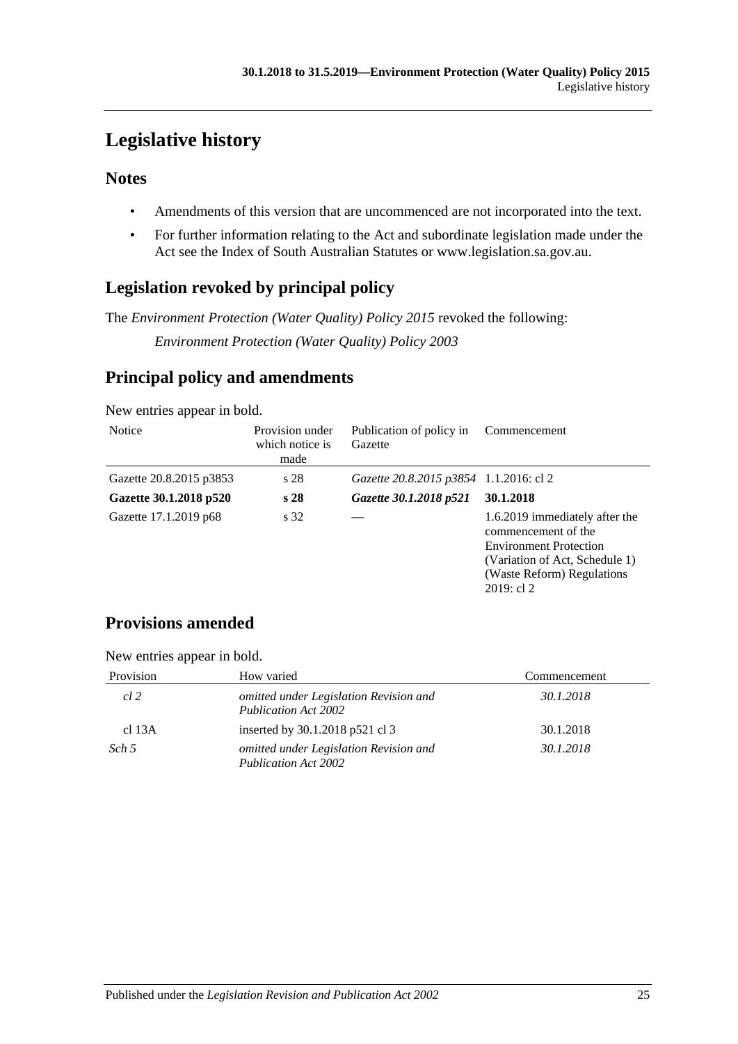# Legislative history

## Notes

- Amendments of this version that are uncommenced are not incorporated into the text.
- For further information relating to the Act and subordinate legislation made under the Act see the Index of South Australian Statutes or www.legislation.sa.gov.au.

## Legislation revoked by principal policy

The *Environment Protection (Water Quality) Policy 2015* revoked the following:

*Environment Protection (Water Quality) Policy 2003*

## Principal policy and amendments

New entries appear in bold.

| Notice | Provision under which notice is made | Publication of policy in Gazette | Commencement |
|---|---|---|---|
| Gazette 20.8.2015 p3853 | s 28 | *Gazette 20.8.2015 p3854* | 1.1.2016: cl 2 |
| **Gazette 30.1.2018 p520** | **s 28** | ***Gazette 30.1.2018 p521*** | **30.1.2018** |
| Gazette 17.1.2019 p68 | s 32 | — | 1.6.2019 immediately after the commencement of the Environment Protection (Variation of Act, Schedule 1) (Waste Reform) Regulations 2019: cl 2 |

## Provisions amended

New entries appear in bold.

| Provision | How varied | Commencement |
|---|---|---|
| *cl 2* | *omitted under Legislation Revision and Publication Act 2002* | *30.1.2018* |
| cl 13A | inserted by 30.1.2018 p521 cl 3 | 30.1.2018 |
| *Sch 5* | *omitted under Legislation Revision and Publication Act 2002* | *30.1.2018* |